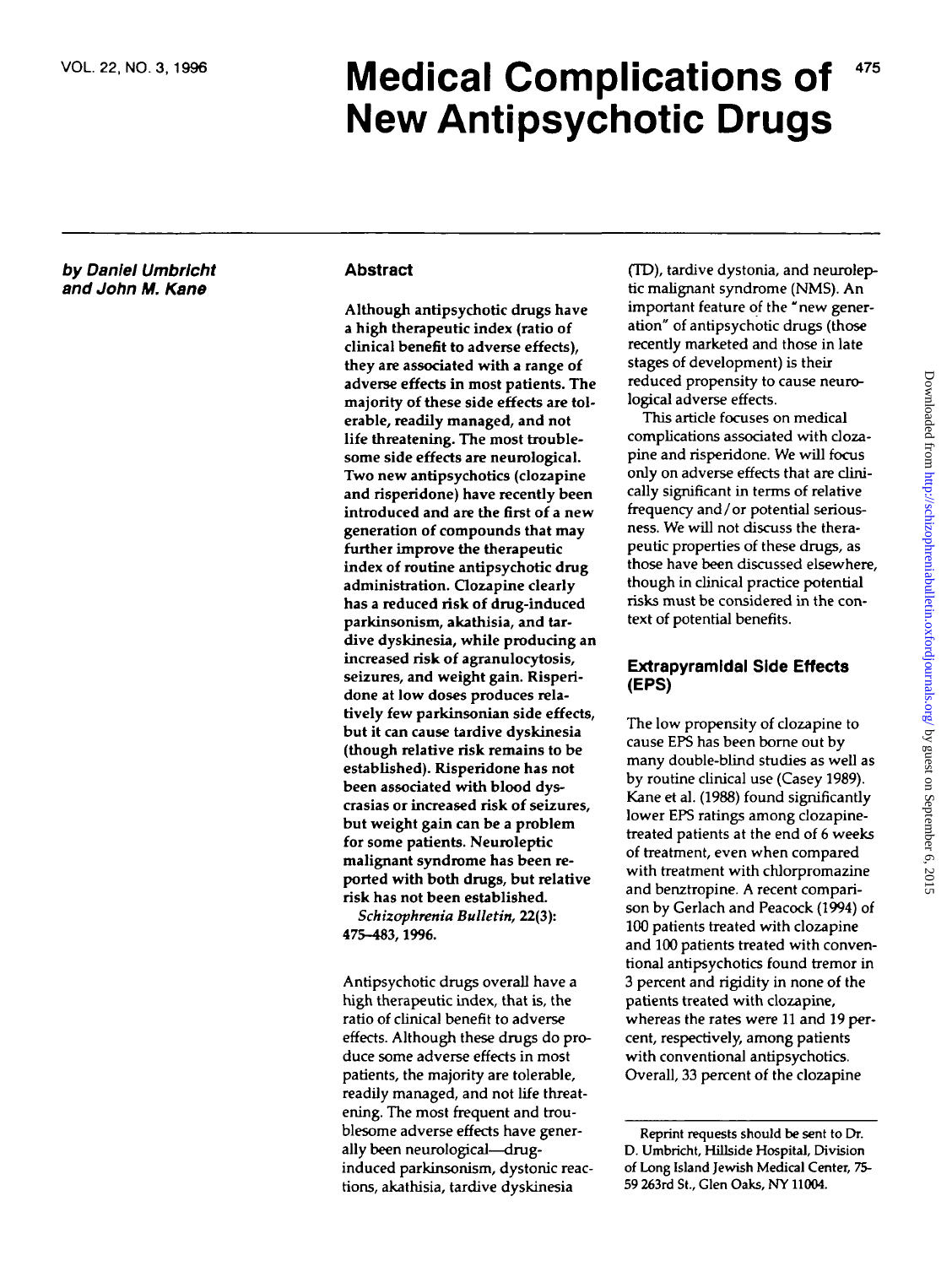# Medical Complications of New Antipsychotic Drugs

**by Daniel Umbricht and John M. Kane**

## Abstract

Although antipsychotic drugs have a high therapeutic index (ratio of clinical benefit to adverse effects), they are associated with a range of adverse effects in most patients. The majority of these side effects are tolerable, readily managed, and not life threatening. The most troublesome side effects are neurological. Two new antipsychotics (clozapine and risperidone) have recently been introduced and are the first of a new generation of compounds that may further improve the therapeutic index of routine antipsychotic drug administration. Clozapine clearly has a reduced risk of drug-induced parkinsonism, akathisia, and tardive dyskinesia, while producing an increased risk of agranulocytosis, seizures, and weight gain. Risperidone at low doses produces relatively few parkinsonian side effects, but it can cause tardive dyskinesia (though relative risk remains to be established). Risperidone has not been associated with blood dyscrasias or increased risk of seizures, but weight gain can be a problem for some patients. Neuroleptic malignant syndrome has been reported with both drugs, but relative risk has not been established.

*Schizophrenia Bulletin,* 22(3): 475–483, 1996.

Antipsychotic drugs overall have a high therapeutic index, that is, the ratio of clinical benefit to adverse effects. Although these drugs do produce some adverse effects in most patients, the majority are tolerable, readily managed, and not life threatening. The most frequent and troublesome adverse effects have generally been neurological—drug-induced parkinsonism, dystonic reactions, akathisia, tardive dyskinesia (TD), tardive dystonia, and neuroleptic malignant syndrome (NMS). An important feature of the "new generation" of antipsychotic drugs (those recently marketed and those in late stages of development) is their reduced propensity to cause neurological adverse effects.

This article focuses on medical complications associated with clozapine and risperidone. We will focus only on adverse effects that are clinically significant in terms of relative frequency and/or potential seriousness. We will not discuss the therapeutic properties of these drugs, as those have been discussed elsewhere, though in clinical practice potential risks must be considered in the context of potential benefits.

## Extrapyramidal Side Effects (EPS)

The low propensity of clozapine to cause EPS has been borne out by many double-blind studies as well as by routine clinical use (Casey 1989). Kane et al. (1988) found significantly lower EPS ratings among clozapine-treated patients at the end of 6 weeks of treatment, even when compared with treatment with chlorpromazine and benztropine. A recent comparison by Gerlach and Peacock (1994) of 100 patients treated with clozapine and 100 patients treated with conventional antipsychotics found tremor in 3 percent and rigidity in none of the patients treated with clozapine, whereas the rates were 11 and 19 percent, respectively, among patients with conventional antipsychotics. Overall, 33 percent of the clozapine

Reprint requests should be sent to Dr. D. Umbricht, Hillside Hospital, Division of Long Island Jewish Medical Center, 75-59 263rd St., Glen Oaks, NY 11004.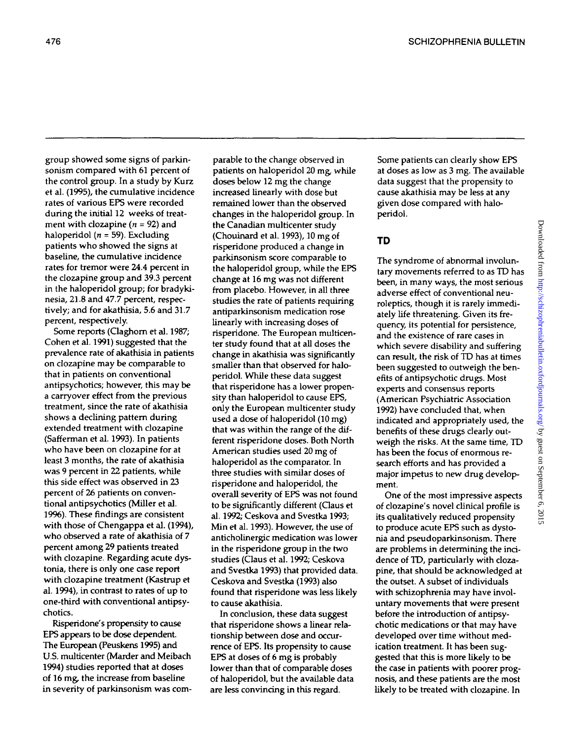group showed some signs of parkinsonism compared with 61 percent of the control group. In a study by Kurz et al. (1995), the cumulative incidence rates of various EPS were recorded during the initial 12 weeks of treatment with clozapine ($n = 92$) and haloperidol ($n = 59$). Excluding patients who showed the signs at baseline, the cumulative incidence rates for tremor were 24.4 percent in the clozapine group and 39.3 percent in the haloperidol group; for bradykinesia, 21.8 and 47.7 percent, respectively; and for akathisia, 5.6 and 31.7 percent, respectively.

Some reports (Claghorn et al. 1987; Cohen et al. 1991) suggested that the prevalence rate of akathisia in patients on clozapine may be comparable to that in patients on conventional antipsychotics; however, this may be a carryover effect from the previous treatment, since the rate of akathisia shows a declining pattern during extended treatment with clozapine (Safferman et al. 1993). In patients who have been on clozapine for at least 3 months, the rate of akathisia was 9 percent in 22 patients, while this side effect was observed in 23 percent of 26 patients on conventional antipsychotics (Miller et al. 1996). These findings are consistent with those of Chengappa et al. (1994), who observed a rate of akathisia of 7 percent among 29 patients treated with clozapine. Regarding acute dystonia, there is only one case report with clozapine treatment (Kastrup et al. 1994), in contrast to rates of up to one-third with conventional antipsychotics.

Risperidone's propensity to cause EPS appears to be dose dependent. The European (Peuskens 1995) and U.S. multicenter (Marder and Meibach 1994) studies reported that at doses of 16 mg, the increase from baseline in severity of parkinsonism was comparable to the change observed in patients on haloperidol 20 mg, while doses below 12 mg the change increased linearly with dose but remained lower than the observed changes in the haloperidol group. In the Canadian multicenter study (Chouinard et al. 1993), 10 mg of risperidone produced a change in parkinsonism score comparable to the haloperidol group, while the EPS change at 16 mg was not different from placebo. However, in all three studies the rate of patients requiring antiparkinsonism medication rose linearly with increasing doses of risperidone. The European multicenter study found that at all doses the change in akathisia was significantly smaller than that observed for haloperidol. While these data suggest that risperidone has a lower propensity than haloperidol to cause EPS, only the European multicenter study used a dose of haloperidol (10 mg) that was within the range of the different risperidone doses. Both North American studies used 20 mg of haloperidol as the comparator. In three studies with similar doses of risperidone and haloperidol, the overall severity of EPS was not found to be significantly different (Claus et al. 1992; Ceskova and Svestka 1993; Min et al. 1993). However, the use of anticholinergic medication was lower in the risperidone group in the two studies (Claus et al. 1992; Ceskova and Svestka 1993) that provided data. Ceskova and Svestka (1993) also found that risperidone was less likely to cause akathisia.

In conclusion, these data suggest that risperidone shows a linear relationship between dose and occurrence of EPS. Its propensity to cause EPS at doses of 6 mg is probably lower than that of comparable doses of haloperidol, but the available data are less convincing in this regard. Some patients can clearly show EPS at doses as low as 3 mg. The available data suggest that the propensity to cause akathisia may be less at any given dose compared with haloperidol.

## TD

The syndrome of abnormal involuntary movements referred to as TD has been, in many ways, the most serious adverse effect of conventional neuroleptics, though it is rarely immediately life threatening. Given its frequency, its potential for persistence, and the existence of rare cases in which severe disability and suffering can result, the risk of TD has at times been suggested to outweigh the benefits of antipsychotic drugs. Most experts and consensus reports (American Psychiatric Association 1992) have concluded that, when indicated and appropriately used, the benefits of these drugs clearly outweigh the risks. At the same time, TD has been the focus of enormous research efforts and has provided a major impetus to new drug development.

One of the most impressive aspects of clozapine's novel clinical profile is its qualitatively reduced propensity to produce acute EPS such as dystonia and pseudoparkinsonism. There are problems in determining the incidence of TD, particularly with clozapine, that should be acknowledged at the outset. A subset of individuals with schizophrenia may have involuntary movements that were present before the introduction of antipsychotic medications or that may have developed over time without medication treatment. It has been suggested that this is more likely to be the case in patients with poorer prognosis, and these patients are the most likely to be treated with clozapine. In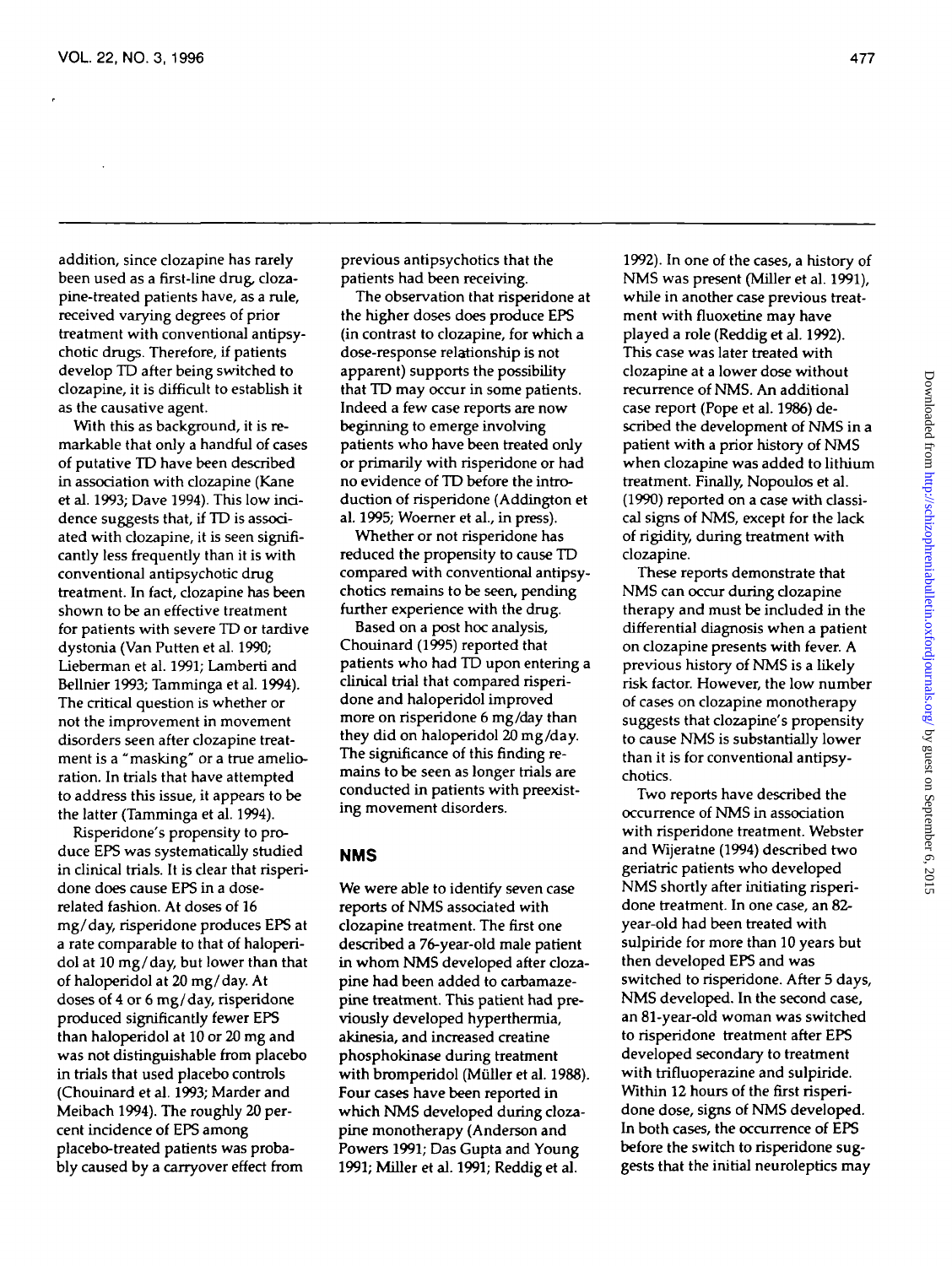addition, since clozapine has rarely been used as a first-line drug, clozapine-treated patients have, as a rule, received varying degrees of prior treatment with conventional antipsychotic drugs. Therefore, if patients develop TD after being switched to clozapine, it is difficult to establish it as the causative agent.

With this as background, it is remarkable that only a handful of cases of putative TD have been described in association with clozapine (Kane et al. 1993; Dave 1994). This low incidence suggests that, if TD is associated with clozapine, it is seen significantly less frequently than it is with conventional antipsychotic drug treatment. In fact, clozapine has been shown to be an effective treatment for patients with severe TD or tardive dystonia (Van Putten et al. 1990; Lieberman et al. 1991; Lamberti and Bellnier 1993; Tamminga et al. 1994). The critical question is whether or not the improvement in movement disorders seen after clozapine treatment is a "masking" or a true amelioration. In trials that have attempted to address this issue, it appears to be the latter (Tamminga et al. 1994).

Risperidone's propensity to produce EPS was systematically studied in clinical trials. It is clear that risperidone does cause EPS in a dose-related fashion. At doses of 16 mg/day, risperidone produces EPS at a rate comparable to that of haloperidol at 10 mg/day, but lower than that of haloperidol at 20 mg/day. At doses of 4 or 6 mg/day, risperidone produced significantly fewer EPS than haloperidol at 10 or 20 mg and was not distinguishable from placebo in trials that used placebo controls (Chouinard et al. 1993; Marder and Meibach 1994). The roughly 20 percent incidence of EPS among placebo-treated patients was probably caused by a carryover effect from previous antipsychotics that the patients had been receiving.

The observation that risperidone at the higher doses does produce EPS (in contrast to clozapine, for which a dose-response relationship is not apparent) supports the possibility that TD may occur in some patients. Indeed a few case reports are now beginning to emerge involving patients who have been treated only or primarily with risperidone or had no evidence of TD before the introduction of risperidone (Addington et al. 1995; Woerner et al., in press).

Whether or not risperidone has reduced the propensity to cause TD compared with conventional antipsychotics remains to be seen, pending further experience with the drug.

Based on a post hoc analysis, Chouinard (1995) reported that patients who had TD upon entering a clinical trial that compared risperidone and haloperidol improved more on risperidone 6 mg/day than they did on haloperidol 20 mg/day. The significance of this finding remains to be seen as longer trials are conducted in patients with preexisting movement disorders.

## NMS

We were able to identify seven case reports of NMS associated with clozapine treatment. The first one described a 76-year-old male patient in whom NMS developed after clozapine had been added to carbamazepine treatment. This patient had previously developed hyperthermia, akinesia, and increased creatine phosphokinase during treatment with bromperidol (Müller et al. 1988). Four cases have been reported in which NMS developed during clozapine monotherapy (Anderson and Powers 1991; Das Gupta and Young 1991; Miller et al. 1991; Reddig et al. 1992). In one of the cases, a history of NMS was present (Miller et al. 1991), while in another case previous treatment with fluoxetine may have played a role (Reddig et al. 1992). This case was later treated with clozapine at a lower dose without recurrence of NMS. An additional case report (Pope et al. 1986) described the development of NMS in a patient with a prior history of NMS when clozapine was added to lithium treatment. Finally, Nopoulos et al. (1990) reported on a case with classical signs of NMS, except for the lack of rigidity, during treatment with clozapine.

These reports demonstrate that NMS can occur during clozapine therapy and must be included in the differential diagnosis when a patient on clozapine presents with fever. A previous history of NMS is a likely risk factor. However, the low number of cases on clozapine monotherapy suggests that clozapine's propensity to cause NMS is substantially lower than it is for conventional antipsychotics.

Two reports have described the occurrence of NMS in association with risperidone treatment. Webster and Wijeratne (1994) described two geriatric patients who developed NMS shortly after initiating risperidone treatment. In one case, an 82-year-old had been treated with sulpiride for more than 10 years but then developed EPS and was switched to risperidone. After 5 days, NMS developed. In the second case, an 81-year-old woman was switched to risperidone treatment after EPS developed secondary to treatment with trifluoperazine and sulpiride. Within 12 hours of the first risperidone dose, signs of NMS developed. In both cases, the occurrence of EPS before the switch to risperidone suggests that the initial neuroleptics may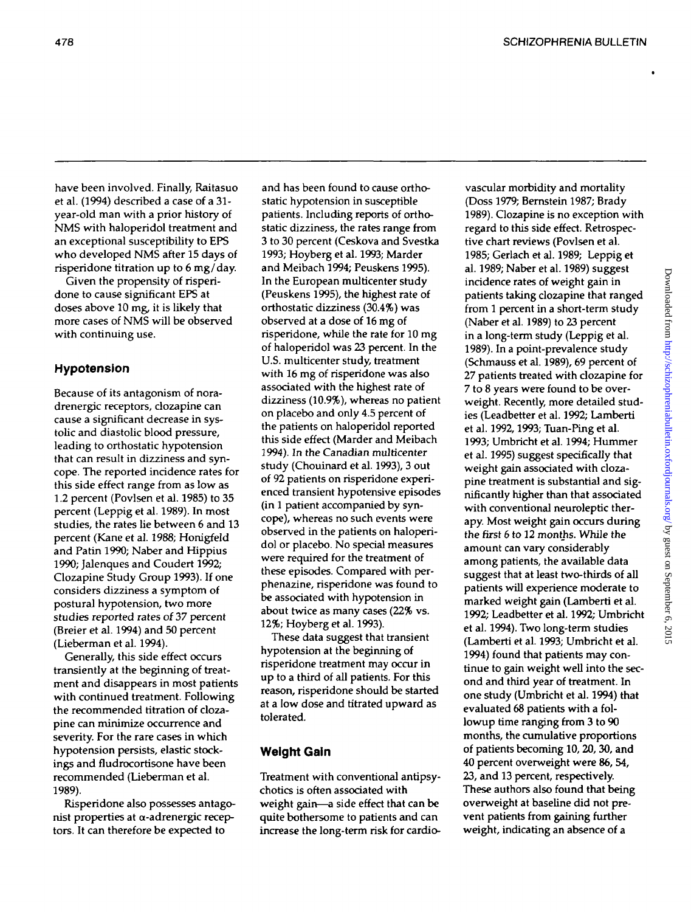have been involved. Finally, Raitasuo et al. (1994) described a case of a 31-year-old man with a prior history of NMS with haloperidol treatment and an exceptional susceptibility to EPS who developed NMS after 15 days of risperidone titration up to 6 mg/day.

Given the propensity of risperidone to cause significant EPS at doses above 10 mg, it is likely that more cases of NMS will be observed with continuing use.

## Hypotension

Because of its antagonism of noradrenergic receptors, clozapine can cause a significant decrease in systolic and diastolic blood pressure, leading to orthostatic hypotension that can result in dizziness and syncope. The reported incidence rates for this side effect range from as low as 1.2 percent (Povlsen et al. 1985) to 35 percent (Leppig et al. 1989). In most studies, the rates lie between 6 and 13 percent (Kane et al. 1988; Honigfeld and Patin 1990; Naber and Hippius 1990; Jalenques and Coudert 1992; Clozapine Study Group 1993). If one considers dizziness a symptom of postural hypotension, two more studies reported rates of 37 percent (Breier et al. 1994) and 50 percent (Lieberman et al. 1994).

Generally, this side effect occurs transiently at the beginning of treatment and disappears in most patients with continued treatment. Following the recommended titration of clozapine can minimize occurrence and severity. For the rare cases in which hypotension persists, elastic stockings and fludrocortisone have been recommended (Lieberman et al. 1989).

Risperidone also possesses antagonist properties at α-adrenergic receptors. It can therefore be expected to and has been found to cause orthostatic hypotension in susceptible patients. Including reports of orthostatic dizziness, the rates range from 3 to 30 percent (Ceskova and Svestka 1993; Hoyberg et al. 1993; Marder and Meibach 1994; Peuskens 1995). In the European multicenter study (Peuskens 1995), the highest rate of orthostatic dizziness (30.4%) was observed at a dose of 16 mg of risperidone, while the rate for 10 mg of haloperidol was 23 percent. In the U.S. multicenter study, treatment with 16 mg of risperidone was also associated with the highest rate of dizziness (10.9%), whereas no patient on placebo and only 4.5 percent of the patients on haloperidol reported this side effect (Marder and Meibach 1994). In the Canadian multicenter study (Chouinard et al. 1993), 3 out of 92 patients on risperidone experienced transient hypotensive episodes (in 1 patient accompanied by syncope), whereas no such events were observed in the patients on haloperidol or placebo. No special measures were required for the treatment of these episodes. Compared with perphenazine, risperidone was found to be associated with hypotension in about twice as many cases (22% vs. 12%; Hoyberg et al. 1993).

These data suggest that transient hypotension at the beginning of risperidone treatment may occur in up to a third of all patients. For this reason, risperidone should be started at a low dose and titrated upward as tolerated.

## Weight Gain

Treatment with conventional antipsychotics is often associated with weight gain—a side effect that can be quite bothersome to patients and can increase the long-term risk for cardiovascular morbidity and mortality (Doss 1979; Bernstein 1987; Brady 1989). Clozapine is no exception with regard to this side effect. Retrospective chart reviews (Povlsen et al. 1985; Gerlach et al. 1989; Leppig et al. 1989; Naber et al. 1989) suggest incidence rates of weight gain in patients taking clozapine that ranged from 1 percent in a short-term study (Naber et al. 1989) to 23 percent in a long-term study (Leppig et al. 1989). In a point-prevalence study (Schmauss et al. 1989), 69 percent of 27 patients treated with clozapine for 7 to 8 years were found to be overweight. Recently, more detailed studies (Leadbetter et al. 1992; Lamberti et al. 1992, 1993; Tuan-Ping et al. 1993; Umbricht et al. 1994; Hummer et al. 1995) suggest specifically that weight gain associated with clozapine treatment is substantial and significantly higher than that associated with conventional neuroleptic therapy. Most weight gain occurs during the first 6 to 12 months. While the amount can vary considerably among patients, the available data suggest that at least two-thirds of all patients will experience moderate to marked weight gain (Lamberti et al. 1992; Leadbetter et al. 1992; Umbricht et al. 1994). Two long-term studies (Lamberti et al. 1993; Umbricht et al. 1994) found that patients may continue to gain weight well into the second and third year of treatment. In one study (Umbricht et al. 1994) that evaluated 68 patients with a followup time ranging from 3 to 90 months, the cumulative proportions of patients becoming 10, 20, 30, and 40 percent overweight were 86, 54, 23, and 13 percent, respectively. These authors also found that being overweight at baseline did not prevent patients from gaining further weight, indicating an absence of a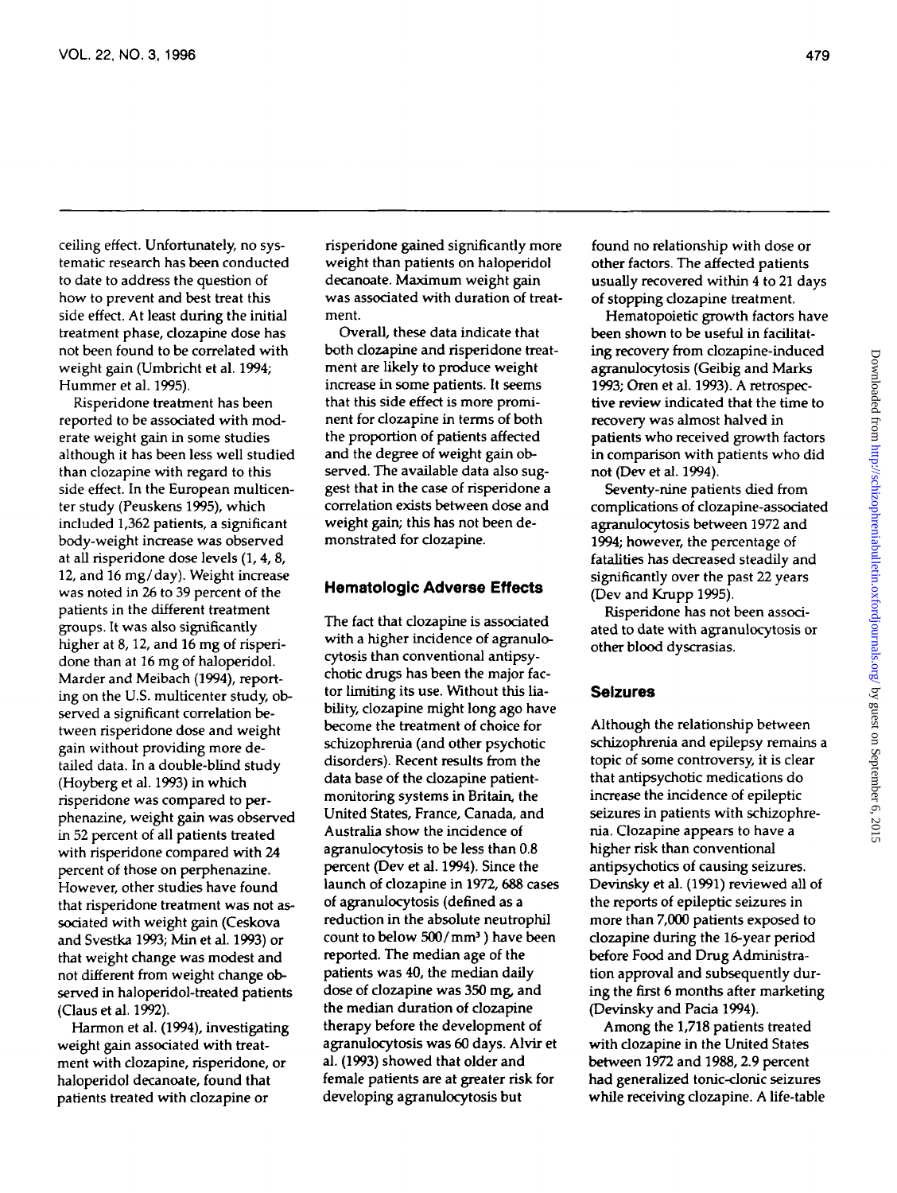ceiling effect. Unfortunately, no systematic research has been conducted to date to address the question of how to prevent and best treat this side effect. At least during the initial treatment phase, clozapine dose has not been found to be correlated with weight gain (Umbricht et al. 1994; Hummer et al. 1995).

Risperidone treatment has been reported to be associated with moderate weight gain in some studies although it has been less well studied than clozapine with regard to this side effect. In the European multicenter study (Peuskens 1995), which included 1,362 patients, a significant body-weight increase was observed at all risperidone dose levels (1, 4, 8, 12, and 16 mg/day). Weight increase was noted in 26 to 39 percent of the patients in the different treatment groups. It was also significantly higher at 8, 12, and 16 mg of risperidone than at 16 mg of haloperidol. Marder and Meibach (1994), reporting on the U.S. multicenter study, observed a significant correlation between risperidone dose and weight gain without providing more detailed data. In a double-blind study (Hoyberg et al. 1993) in which risperidone was compared to perphenazine, weight gain was observed in 52 percent of all patients treated with risperidone compared with 24 percent of those on perphenazine. However, other studies have found that risperidone treatment was not associated with weight gain (Ceskova and Svestka 1993; Min et al. 1993) or that weight change was modest and not different from weight change observed in haloperidol-treated patients (Claus et al. 1992).

Harmon et al. (1994), investigating weight gain associated with treatment with clozapine, risperidone, or haloperidol decanoate, found that patients treated with clozapine or risperidone gained significantly more weight than patients on haloperidol decanoate. Maximum weight gain was associated with duration of treatment.

Overall, these data indicate that both clozapine and risperidone treatment are likely to produce weight increase in some patients. It seems that this side effect is more prominent for clozapine in terms of both the proportion of patients affected and the degree of weight gain observed. The available data also suggest that in the case of risperidone a correlation exists between dose and weight gain; this has not been demonstrated for clozapine.

### Hematologic Adverse Effects

The fact that clozapine is associated with a higher incidence of agranulocytosis than conventional antipsychotic drugs has been the major factor limiting its use. Without this liability, clozapine might long ago have become the treatment of choice for schizophrenia (and other psychotic disorders). Recent results from the data base of the clozapine patient-monitoring systems in Britain, the United States, France, Canada, and Australia show the incidence of agranulocytosis to be less than 0.8 percent (Dev et al. 1994). Since the launch of clozapine in 1972, 688 cases of agranulocytosis (defined as a reduction in the absolute neutrophil count to below 500/mm$^3$) have been reported. The median age of the patients was 40, the median daily dose of clozapine was 350 mg, and the median duration of clozapine therapy before the development of agranulocytosis was 60 days. Alvir et al. (1993) showed that older and female patients are at greater risk for developing agranulocytosis but found no relationship with dose or other factors. The affected patients usually recovered within 4 to 21 days of stopping clozapine treatment.

Hematopoietic growth factors have been shown to be useful in facilitating recovery from clozapine-induced agranulocytosis (Geibig and Marks 1993; Oren et al. 1993). A retrospective review indicated that the time to recovery was almost halved in patients who received growth factors in comparison with patients who did not (Dev et al. 1994).

Seventy-nine patients died from complications of clozapine-associated agranulocytosis between 1972 and 1994; however, the percentage of fatalities has decreased steadily and significantly over the past 22 years (Dev and Krupp 1995).

Risperidone has not been associated to date with agranulocytosis or other blood dyscrasias.

### Seizures

Although the relationship between schizophrenia and epilepsy remains a topic of some controversy, it is clear that antipsychotic medications do increase the incidence of epileptic seizures in patients with schizophrenia. Clozapine appears to have a higher risk than conventional antipsychotics of causing seizures. Devinsky et al. (1991) reviewed all of the reports of epileptic seizures in more than 7,000 patients exposed to clozapine during the 16-year period before Food and Drug Administration approval and subsequently during the first 6 months after marketing (Devinsky and Pacia 1994).

Among the 1,718 patients treated with clozapine in the United States between 1972 and 1988, 2.9 percent had generalized tonic-clonic seizures while receiving clozapine. A life-table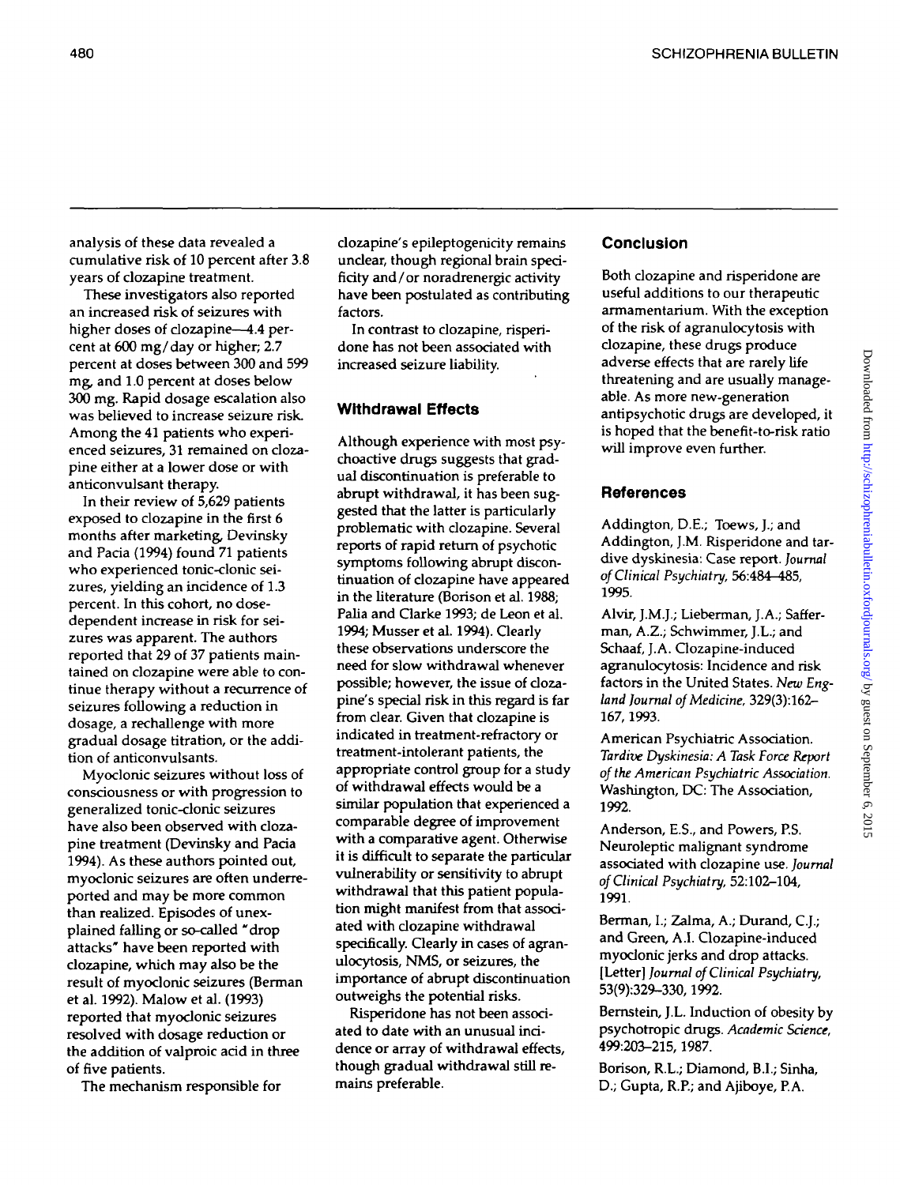analysis of these data revealed a cumulative risk of 10 percent after 3.8 years of clozapine treatment.

These investigators also reported an increased risk of seizures with higher doses of clozapine—4.4 percent at 600 mg/day or higher; 2.7 percent at doses between 300 and 599 mg, and 1.0 percent at doses below 300 mg. Rapid dosage escalation also was believed to increase seizure risk. Among the 41 patients who experienced seizures, 31 remained on clozapine either at a lower dose or with anticonvulsant therapy.

In their review of 5,629 patients exposed to clozapine in the first 6 months after marketing, Devinsky and Pacia (1994) found 71 patients who experienced tonic-clonic seizures, yielding an incidence of 1.3 percent. In this cohort, no dose-dependent increase in risk for seizures was apparent. The authors reported that 29 of 37 patients maintained on clozapine were able to continue therapy without a recurrence of seizures following a reduction in dosage, a rechallenge with more gradual dosage titration, or the addition of anticonvulsants.

Myoclonic seizures without loss of consciousness or with progression to generalized tonic-clonic seizures have also been observed with clozapine treatment (Devinsky and Pacia 1994). As these authors pointed out, myoclonic seizures are often underreported and may be more common than realized. Episodes of unexplained falling or so-called "drop attacks" have been reported with clozapine, which may also be the result of myoclonic seizures (Berman et al. 1992). Malow et al. (1993) reported that myoclonic seizures resolved with dosage reduction or the addition of valproic acid in three of five patients.

The mechanism responsible for clozapine's epileptogenicity remains unclear, though regional brain specificity and/or noradrenergic activity have been postulated as contributing factors.

In contrast to clozapine, risperidone has not been associated with increased seizure liability.

### Withdrawal Effects

Although experience with most psychoactive drugs suggests that gradual discontinuation is preferable to abrupt withdrawal, it has been suggested that the latter is particularly problematic with clozapine. Several reports of rapid return of psychotic symptoms following abrupt discontinuation of clozapine have appeared in the literature (Borison et al. 1988; Palia and Clarke 1993; de Leon et al. 1994; Musser et al. 1994). Clearly these observations underscore the need for slow withdrawal whenever possible; however, the issue of clozapine's special risk in this regard is far from clear. Given that clozapine is indicated in treatment-refractory or treatment-intolerant patients, the appropriate control group for a study of withdrawal effects would be a similar population that experienced a comparable degree of improvement with a comparative agent. Otherwise it is difficult to separate the particular vulnerability or sensitivity to abrupt withdrawal that this patient population might manifest from that associated with clozapine withdrawal specifically. Clearly in cases of agranulocytosis, NMS, or seizures, the importance of abrupt discontinuation outweighs the potential risks.

Risperidone has not been associated to date with an unusual incidence or array of withdrawal effects, though gradual withdrawal still remains preferable.

## Conclusion

Both clozapine and risperidone are useful additions to our therapeutic armamentarium. With the exception of the risk of agranulocytosis with clozapine, these drugs produce adverse effects that are rarely life threatening and are usually manageable. As more new-generation antipsychotic drugs are developed, it is hoped that the benefit-to-risk ratio will improve even further.

## References

Addington, D.E.; Toews, J.; and Addington, J.M. Risperidone and tardive dyskinesia: Case report. *Journal of Clinical Psychiatry*, 56:484–485, 1995.

Alvir, J.M.J.; Lieberman, J.A.; Safferman, A.Z.; Schwimmer, J.L.; and Schaaf, J.A. Clozapine-induced agranulocytosis: Incidence and risk factors in the United States. *New England Journal of Medicine*, 329(3):162–167, 1993.

American Psychiatric Association. *Tardive Dyskinesia: A Task Force Report of the American Psychiatric Association.* Washington, DC: The Association, 1992.

Anderson, E.S., and Powers, P.S. Neuroleptic malignant syndrome associated with clozapine use. *Journal of Clinical Psychiatry*, 52:102–104, 1991.

Berman, I.; Zalma, A.; Durand, C.J.; and Green, A.I. Clozapine-induced myoclonic jerks and drop attacks. [Letter] *Journal of Clinical Psychiatry*, 53(9):329–330, 1992.

Bernstein, J.L. Induction of obesity by psychotropic drugs. *Academic Science*, 499:203–215, 1987.

Borison, R.L.; Diamond, B.I.; Sinha, D.; Gupta, R.P.; and Ajiboye, P.A.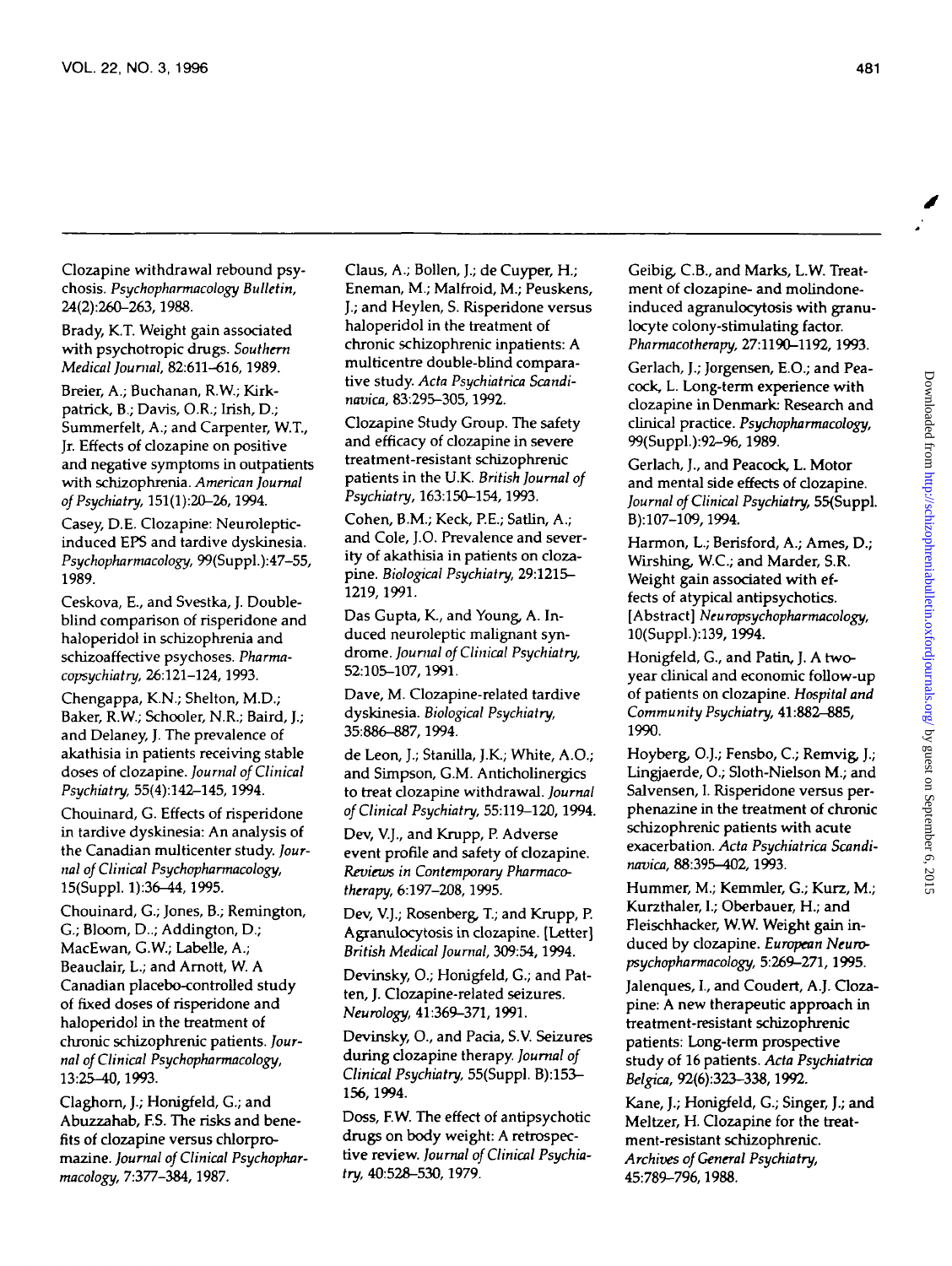Clozapine withdrawal rebound psychosis. *Psychopharmacology Bulletin*, 24(2):260–263, 1988.

Brady, K.T. Weight gain associated with psychotropic drugs. *Southern Medical Journal*, 82:611–616, 1989.

Breier, A.; Buchanan, R.W.; Kirkpatrick, B.; Davis, O.R.; Irish, D.; Summerfelt, A.; and Carpenter, W.T., Jr. Effects of clozapine on positive and negative symptoms in outpatients with schizophrenia. *American Journal of Psychiatry*, 151(1):20–26, 1994.

Casey, D.E. Clozapine: Neuroleptic-induced EPS and tardive dyskinesia. *Psychopharmacology*, 99(Suppl.):47–55, 1989.

Ceskova, E., and Svestka, J. Double-blind comparison of risperidone and haloperidol in schizophrenia and schizoaffective psychoses. *Pharmacopsychiatry*, 26:121–124, 1993.

Chengappa, K.N.; Shelton, M.D.; Baker, R.W.; Schooler, N.R.; Baird, J.; and Delaney, J. The prevalence of akathisia in patients receiving stable doses of clozapine. *Journal of Clinical Psychiatry*, 55(4):142–145, 1994.

Chouinard, G. Effects of risperidone in tardive dyskinesia: An analysis of the Canadian multicenter study. *Journal of Clinical Psychopharmacology*, 15(Suppl. 1):36–44, 1995.

Chouinard, G.; Jones, B.; Remington, G.; Bloom, D..; Addington, D.; MacEwan, G.W.; Labelle, A.; Beauclair, L.; and Arnott, W. A Canadian placebo-controlled study of fixed doses of risperidone and haloperidol in the treatment of chronic schizophrenic patients. *Journal of Clinical Psychopharmacology*, 13:25–40, 1993.

Claghorn, J.; Honigfeld, G.; and Abuzzahab, F.S. The risks and benefits of clozapine versus chlorpromazine. *Journal of Clinical Psychopharmacology*, 7:377–384, 1987.

Claus, A.; Bollen, J.; de Cuyper, H.; Eneman, M.; Malfroid, M.; Peuskens, J.; and Heylen, S. Risperidone versus haloperidol in the treatment of chronic schizophrenic inpatients: A multicentre double-blind comparative study. *Acta Psychiatrica Scandinavica*, 83:295–305, 1992.

Clozapine Study Group. The safety and efficacy of clozapine in severe treatment-resistant schizophrenic patients in the U.K. *British Journal of Psychiatry*, 163:150–154, 1993.

Cohen, B.M.; Keck, P.E.; Satlin, A.; and Cole, J.O. Prevalence and severity of akathisia in patients on clozapine. *Biological Psychiatry*, 29:1215–1219, 1991.

Das Gupta, K., and Young, A. Induced neuroleptic malignant syndrome. *Journal of Clinical Psychiatry*, 52:105–107, 1991.

Dave, M. Clozapine-related tardive dyskinesia. *Biological Psychiatry*, 35:886–887, 1994.

de Leon, J.; Stanilla, J.K.; White, A.O.; and Simpson, G.M. Anticholinergics to treat clozapine withdrawal. *Journal of Clinical Psychiatry*, 55:119–120, 1994.

Dev, V.J., and Krupp, P. Adverse event profile and safety of clozapine. *Reviews in Contemporary Pharmacotherapy*, 6:197–208, 1995.

Dev, V.J.; Rosenberg, T.; and Krupp, P. Agranulocytosis in clozapine. [Letter] *British Medical Journal*, 309:54, 1994.

Devinsky, O.; Honigfeld, G.; and Patten, J. Clozapine-related seizures. *Neurology*, 41:369–371, 1991.

Devinsky, O., and Pacia, S.V. Seizures during clozapine therapy. *Journal of Clinical Psychiatry*, 55(Suppl. B):153–156, 1994.

Doss, F.W. The effect of antipsychotic drugs on body weight: A retrospective review. *Journal of Clinical Psychiatry*, 40:528–530, 1979.

Geibig, C.B., and Marks, L.W. Treatment of clozapine- and molindone-induced agranulocytosis with granulocyte colony-stimulating factor. *Pharmacotherapy*, 27:1190–1192, 1993.

Gerlach, J.; Jorgensen, E.O.; and Peacock, L. Long-term experience with clozapine in Denmark: Research and clinical practice. *Psychopharmacology*, 99(Suppl.):92–96, 1989.

Gerlach, J., and Peacock, L. Motor and mental side effects of clozapine. *Journal of Clinical Psychiatry*, 55(Suppl. B):107–109, 1994.

Harmon, L.; Berisford, A.; Ames, D.; Wirshing, W.C.; and Marder, S.R. Weight gain associated with effects of atypical antipsychotics. [Abstract] *Neuropsychopharmacology*, 10(Suppl.):139, 1994.

Honigfeld, G., and Patin, J. A two-year clinical and economic follow-up of patients on clozapine. *Hospital and Community Psychiatry*, 41:882–885, 1990.

Hoyberg, O.J.; Fensbo, C.; Remvig, J.; Lingjaerde, O.; Sloth-Nielson M.; and Salvensen, I. Risperidone versus perphenazine in the treatment of chronic schizophrenic patients with acute exacerbation. *Acta Psychiatrica Scandinavica*, 88:395–402, 1993.

Hummer, M.; Kemmler, G.; Kurz, M.; Kurzthaler, I.; Oberbauer, H.; and Fleischhacker, W.W. Weight gain induced by clozapine. *European Neuropsychopharmacology*, 5:269–271, 1995.

Jalenques, I., and Coudert, A.J. Clozapine: A new therapeutic approach in treatment-resistant schizophrenic patients: Long-term prospective study of 16 patients. *Acta Psychiatrica Belgica*, 92(6):323–338, 1992.

Kane, J.; Honigfeld, G.; Singer, J.; and Meltzer, H. Clozapine for the treatment-resistant schizophrenic. *Archives of General Psychiatry*, 45:789–796, 1988.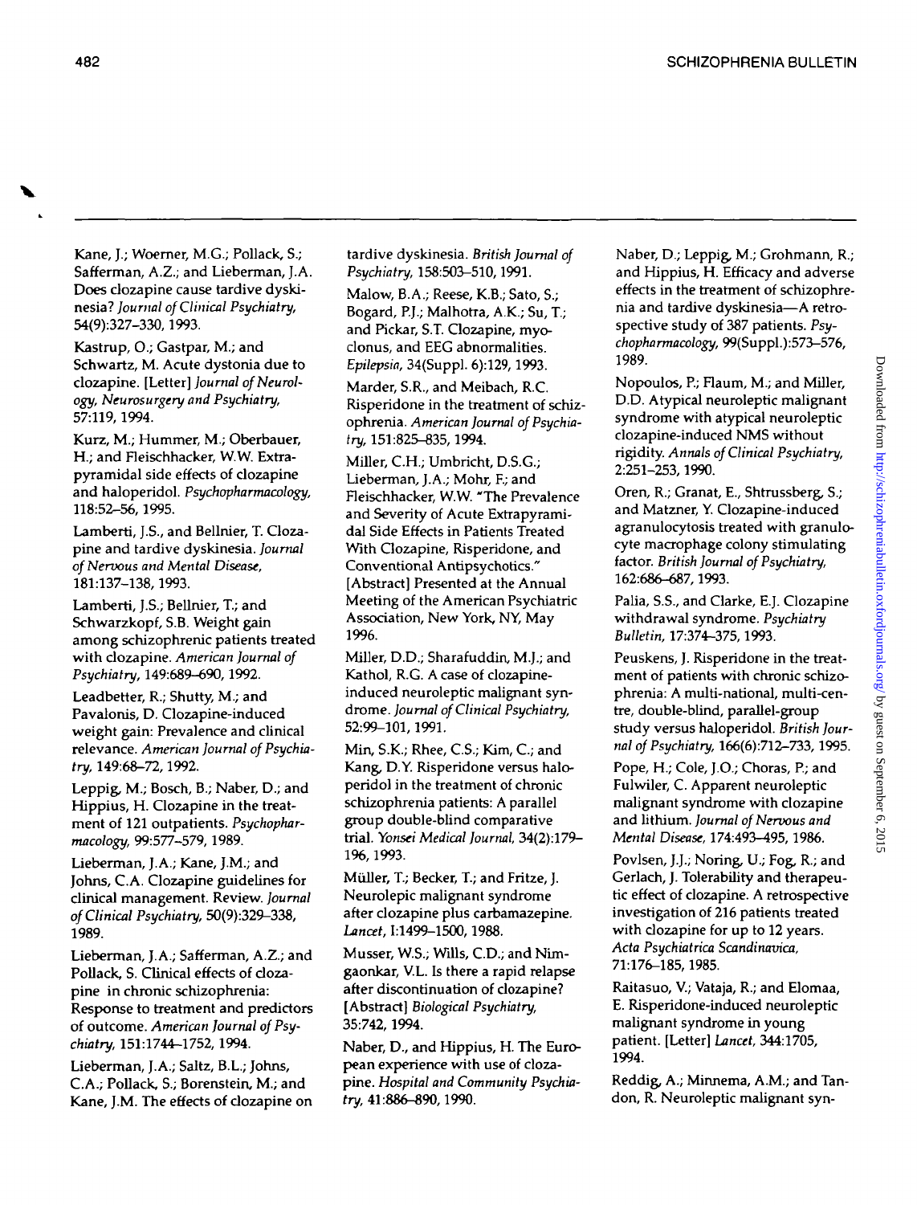Kane, J.; Woerner, M.G.; Pollack, S.; Safferman, A.Z.; and Lieberman, J.A. Does clozapine cause tardive dyskinesia? *Journal of Clinical Psychiatry*, 54(9):327–330, 1993.

Kastrup, O.; Gastpar, M.; and Schwartz, M. Acute dystonia due to clozapine. [Letter] *Journal of Neurology, Neurosurgery and Psychiatry*, 57:119, 1994.

Kurz, M.; Hummer, M.; Oberbauer, H.; and Fleischhacker, W.W. Extrapyramidal side effects of clozapine and haloperidol. *Psychopharmacology*, 118:52–56, 1995.

Lamberti, J.S., and Bellnier, T. Clozapine and tardive dyskinesia. *Journal of Nervous and Mental Disease*, 181:137–138, 1993.

Lamberti, J.S.; Bellnier, T.; and Schwarzkopf, S.B. Weight gain among schizophrenic patients treated with clozapine. *American Journal of Psychiatry*, 149:689–690, 1992.

Leadbetter, R.; Shutty, M.; and Pavalonis, D. Clozapine-induced weight gain: Prevalence and clinical relevance. *American Journal of Psychiatry*, 149:68–72, 1992.

Leppig, M.; Bosch, B.; Naber, D.; and Hippius, H. Clozapine in the treatment of 121 outpatients. *Psychopharmacology*, 99:577–579, 1989.

Lieberman, J.A.; Kane, J.M.; and Johns, C.A. Clozapine guidelines for clinical management. Review. *Journal of Clinical Psychiatry*, 50(9):329–338, 1989.

Lieberman, J.A.; Safferman, A.Z.; and Pollack, S. Clinical effects of clozapine in chronic schizophrenia: Response to treatment and predictors of outcome. *American Journal of Psychiatry*, 151:1744–1752, 1994.

Lieberman, J.A.; Saltz, B.L.; Johns, C.A.; Pollack, S.; Borenstein, M.; and Kane, J.M. The effects of clozapine on tardive dyskinesia. *British Journal of Psychiatry*, 158:503–510, 1991.

Malow, B.A.; Reese, K.B.; Sato, S.; Bogard, P.J.; Malhotra, A.K.; Su, T.; and Pickar, S.T. Clozapine, myoclonus, and EEG abnormalities. *Epilepsia*, 34(Suppl. 6):129, 1993.

Marder, S.R., and Meibach, R.C. Risperidone in the treatment of schizophrenia. *American Journal of Psychiatry*, 151:825–835, 1994.

Miller, C.H.; Umbricht, D.S.G.; Lieberman, J.A.; Mohr, F.; and Fleischhacker, W.W. "The Prevalence and Severity of Acute Extrapyramidal Side Effects in Patients Treated With Clozapine, Risperidone, and Conventional Antipsychotics." [Abstract] Presented at the Annual Meeting of the American Psychiatric Association, New York, NY, May 1996.

Miller, D.D.; Sharafuddin, M.J.; and Kathol, R.G. A case of clozapine-induced neuroleptic malignant syndrome. *Journal of Clinical Psychiatry*, 52:99–101, 1991.

Min, S.K.; Rhee, C.S.; Kim, C.; and Kang, D.Y. Risperidone versus haloperidol in the treatment of chronic schizophrenia patients: A parallel group double-blind comparative trial. *Yonsei Medical Journal*, 34(2):179–196, 1993.

Müller, T.; Becker, T.; and Fritze, J. Neurolepic malignant syndrome after clozapine plus carbamazepine. *Lancet*, I:1499–1500, 1988.

Musser, W.S.; Wills, C.D.; and Nimgaonkar, V.L. Is there a rapid relapse after discontinuation of clozapine? [Abstract] *Biological Psychiatry*, 35:742, 1994.

Naber, D., and Hippius, H. The European experience with use of clozapine. *Hospital and Community Psychiatry*, 41:886–890, 1990.

Naber, D.; Leppig, M.; Grohmann, R.; and Hippius, H. Efficacy and adverse effects in the treatment of schizophrenia and tardive dyskinesia—A retrospective study of 387 patients. *Psychopharmacology*, 99(Suppl.):573–576, 1989.

Nopoulos, P.; Flaum, M.; and Miller, D.D. Atypical neuroleptic malignant syndrome with atypical neuroleptic clozapine-induced NMS without rigidity. *Annals of Clinical Psychiatry*, 2:251–253, 1990.

Oren, R.; Granat, E.; Shtrussberg, S.; and Matzner, Y. Clozapine-induced agranulocytosis treated with granulocyte macrophage colony stimulating factor. *British Journal of Psychiatry*, 162:686–687, 1993.

Palia, S.S., and Clarke, E.J. Clozapine withdrawal syndrome. *Psychiatry Bulletin*, 17:374–375, 1993.

Peuskens, J. Risperidone in the treatment of patients with chronic schizophrenia: A multi-national, multi-centre, double-blind, parallel-group study versus haloperidol. *British Journal of Psychiatry*, 166(6):712–733, 1995.

Pope, H.; Cole, J.O.; Choras, P.; and Fulwiler, C. Apparent neuroleptic malignant syndrome with clozapine and lithium. *Journal of Nervous and Mental Disease*, 174:493–495, 1986.

Povlsen, J.J.; Noring, U.; Fog, R.; and Gerlach, J. Tolerability and therapeutic effect of clozapine. A retrospective investigation of 216 patients treated with clozapine for up to 12 years. *Acta Psychiatrica Scandinavica*, 71:176–185, 1985.

Raitasuo, V.; Vataja, R.; and Elomaa, E. Risperidone-induced neuroleptic malignant syndrome in young patient. [Letter] *Lancet*, 344:1705, 1994.

Reddig, A.; Minnema, A.M.; and Tandon, R. Neuroleptic malignant syn-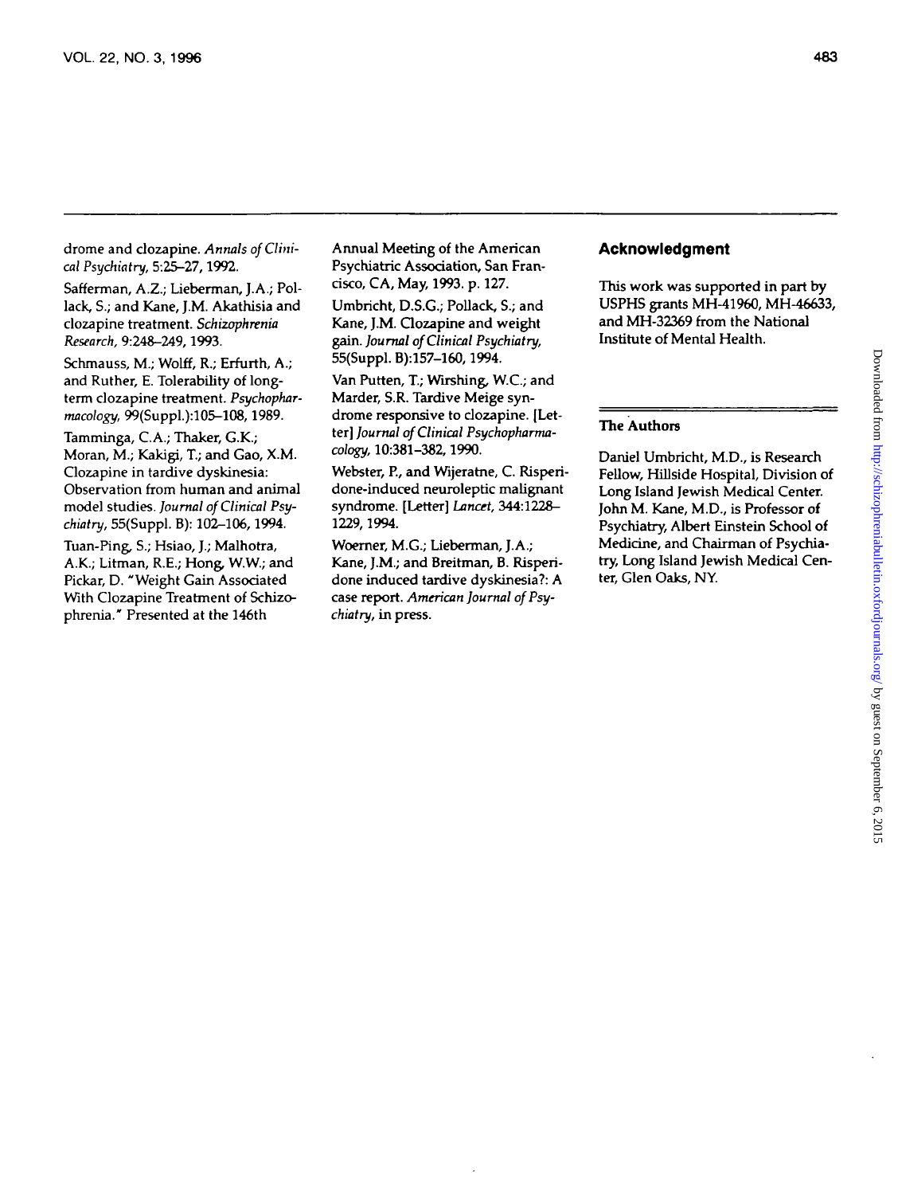drome and clozapine. *Annals of Clinical Psychiatry*, 5:25–27, 1992.

Safferman, A.Z.; Lieberman, J.A.; Pollack, S.; and Kane, J.M. Akathisia and clozapine treatment. *Schizophrenia Research*, 9:248–249, 1993.

Schmauss, M.; Wolff, R.; Erfurth, A.; and Ruther, E. Tolerability of long-term clozapine treatment. *Psychopharmacology*, 99(Suppl.):105–108, 1989.

Tamminga, C.A.; Thaker, G.K.; Moran, M.; Kakigi, T.; and Gao, X.M. Clozapine in tardive dyskinesia: Observation from human and animal model studies. *Journal of Clinical Psychiatry*, 55(Suppl. B): 102–106, 1994.

Tuan-Ping, S.; Hsiao, J.; Malhotra, A.K.; Litman, R.E.; Hong, W.W.; and Pickar, D. "Weight Gain Associated With Clozapine Treatment of Schizophrenia." Presented at the 146th Annual Meeting of the American Psychiatric Association, San Francisco, CA, May, 1993. p. 127.

Umbricht, D.S.G.; Pollack, S.; and Kane, J.M. Clozapine and weight gain. *Journal of Clinical Psychiatry*, 55(Suppl. B):157–160, 1994.

Van Putten, T.; Wirshing, W.C.; and Marder, S.R. Tardive Meige syndrome responsive to clozapine. [Letter] *Journal of Clinical Psychopharmacology*, 10:381–382, 1990.

Webster, P., and Wijeratne, C. Risperidone-induced neuroleptic malignant syndrome. [Letter] *Lancet*, 344:1228–1229, 1994.

Woerner, M.G.; Lieberman, J.A.; Kane, J.M.; and Breitman, B. Risperidone induced tardive dyskinesia?: A case report. *American Journal of Psychiatry*, in press.

## Acknowledgment

This work was supported in part by USPHS grants MH-41960, MH-46633, and MH-32369 from the National Institute of Mental Health.

## The Authors

Daniel Umbricht, M.D., is Research Fellow, Hillside Hospital, Division of Long Island Jewish Medical Center. John M. Kane, M.D., is Professor of Psychiatry, Albert Einstein School of Medicine, and Chairman of Psychiatry, Long Island Jewish Medical Center, Glen Oaks, NY.